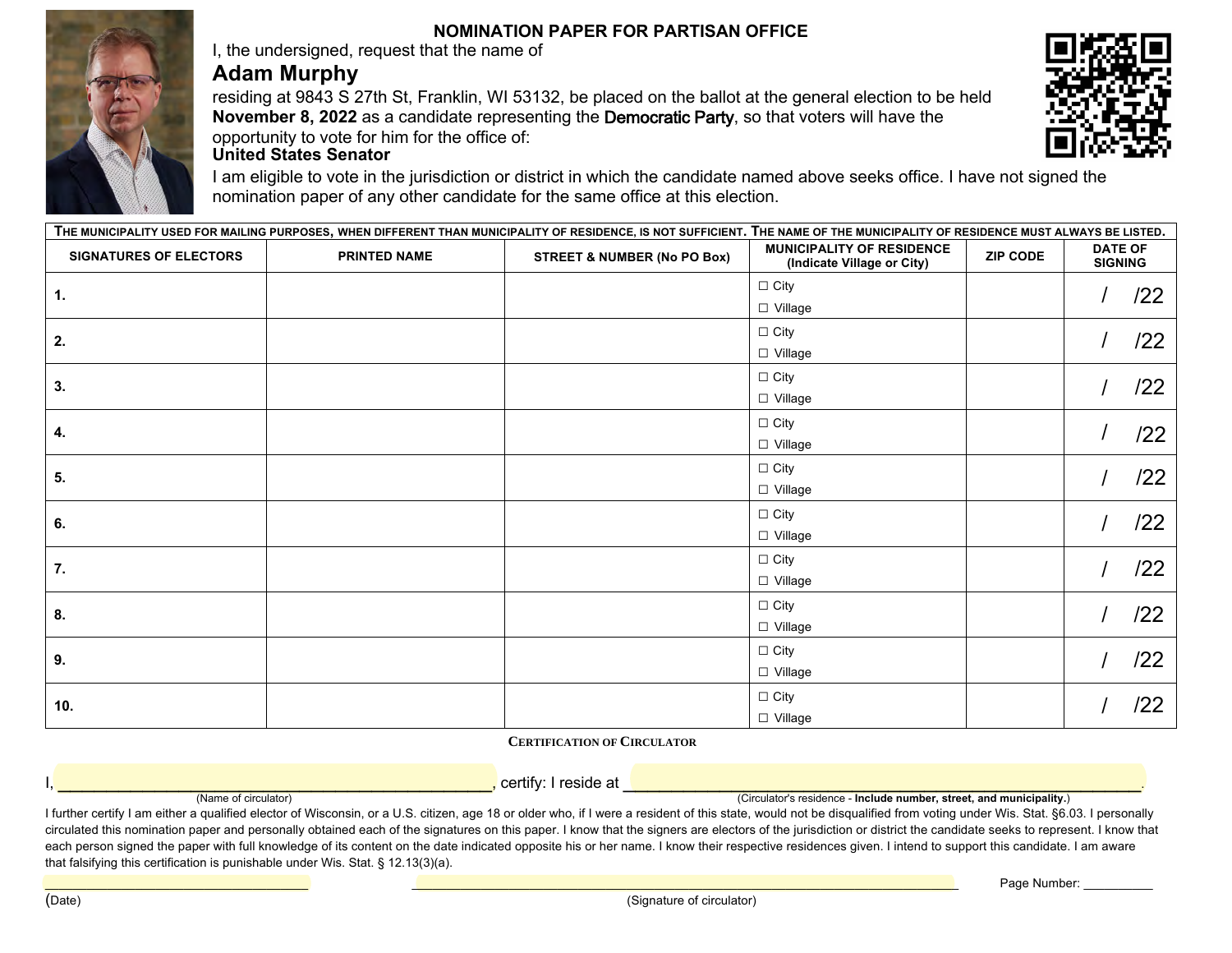# NOMINATION PAPER FOR PARTISAN OFFICE

I, the undersigned, request that the name of

## Adam Murphy

residing at 9843 S 27th St, Franklin, WI 53132, be placed on the ballot at the general election to be held **November 8, 2022** as a candidate representing the Democratic Party, so that voters will have the opportunity to vote for him for the office of:

**United States Senator**

I am eligible to vote in the jurisdiction or district in which the candidate named above seeks office. I have not signed the nomination paper of any other candidate for the same office at this election.

**THE MUNICIPALITY USED FOR MAILING PURPOSES, WHEN DIFFERENT THAN MUNICIPALITY OF RESIDENCE, IS NOT SUFFICIENT. THE NAME OF THE MUNICIPALITY OF RESIDENCE MUST ALWAYS BE LISTED.**

| SIGNATURES OF ELECTORS | PRINTED NAME | STREET & NUMBER (No PO Box) | MUNICIPALITY OF RESIDENCE (Indicate Village or City) | ZIP CODE | DATE OF SIGNING |
|---|---|---|---|---|---|
| 1. | | | ☐ City ☐ Village | | / /22 |
| 2. | | | ☐ City ☐ Village | | / /22 |
| 3. | | | ☐ City ☐ Village | | / /22 |
| 4. | | | ☐ City ☐ Village | | / /22 |
| 5. | | | ☐ City ☐ Village | | / /22 |
| 6. | | | ☐ City ☐ Village | | / /22 |
| 7. | | | ☐ City ☐ Village | | / /22 |
| 8. | | | ☐ City ☐ Village | | / /22 |
| 9. | | | ☐ City ☐ Village | | / /22 |
| 10. | | | ☐ City ☐ Village | | / /22 |

**CERTIFICATION OF CIRCULATOR**

I, ______________________________ (Name of circulator), certify: I reside at ______________________________ (Circulator's residence - **Include number, street, and municipality.**).

I further certify I am either a qualified elector of Wisconsin, or a U.S. citizen, age 18 or older who, if I were a resident of this state, would not be disqualified from voting under Wis. Stat. §6.03. I personally circulated this nomination paper and personally obtained each of the signatures on this paper. I know that the signers are electors of the jurisdiction or district the candidate seeks to represent. I know that each person signed the paper with full knowledge of its content on the date indicated opposite his or her name. I know their respective residences given. I intend to support this candidate. I am aware that falsifying this certification is punishable under Wis. Stat. § 12.13(3)(a).

______________________ (Date) ______________________________ (Signature of circulator) Page Number: __________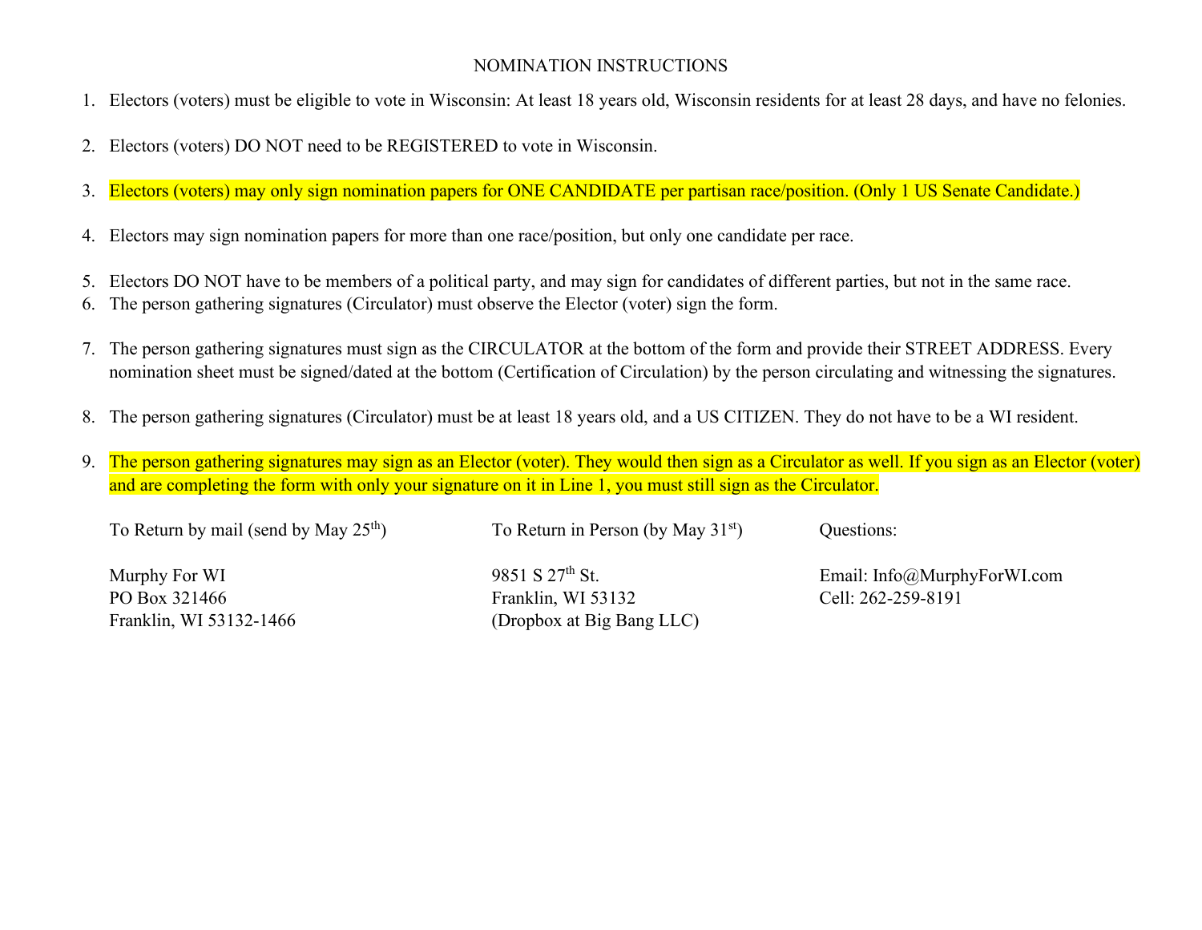# NOMINATION INSTRUCTIONS

1. Electors (voters) must be eligible to vote in Wisconsin: At least 18 years old, Wisconsin residents for at least 28 days, and have no felonies.

2. Electors (voters) DO NOT need to be REGISTERED to vote in Wisconsin.

3. Electors (voters) may only sign nomination papers for ONE CANDIDATE per partisan race/position. (Only 1 US Senate Candidate.)

4. Electors may sign nomination papers for more than one race/position, but only one candidate per race.

5. Electors DO NOT have to be members of a political party, and may sign for candidates of different parties, but not in the same race.
6. The person gathering signatures (Circulator) must observe the Elector (voter) sign the form.

7. The person gathering signatures must sign as the CIRCULATOR at the bottom of the form and provide their STREET ADDRESS. Every nomination sheet must be signed/dated at the bottom (Certification of Circulation) by the person circulating and witnessing the signatures.

8. The person gathering signatures (Circulator) must be at least 18 years old, and a US CITIZEN. They do not have to be a WI resident.

9. The person gathering signatures may sign as an Elector (voter). They would then sign as a Circulator as well. If you sign as an Elector (voter) and are completing the form with only your signature on it in Line 1, you must still sign as the Circulator.

To Return by mail (send by May 25th)

Murphy For WI
PO Box 321466
Franklin, WI 53132-1466

To Return in Person (by May 31st)

9851 S 27th St.
Franklin, WI 53132
(Dropbox at Big Bang LLC)

Questions:

Email: Info@MurphyForWI.com
Cell: 262-259-8191